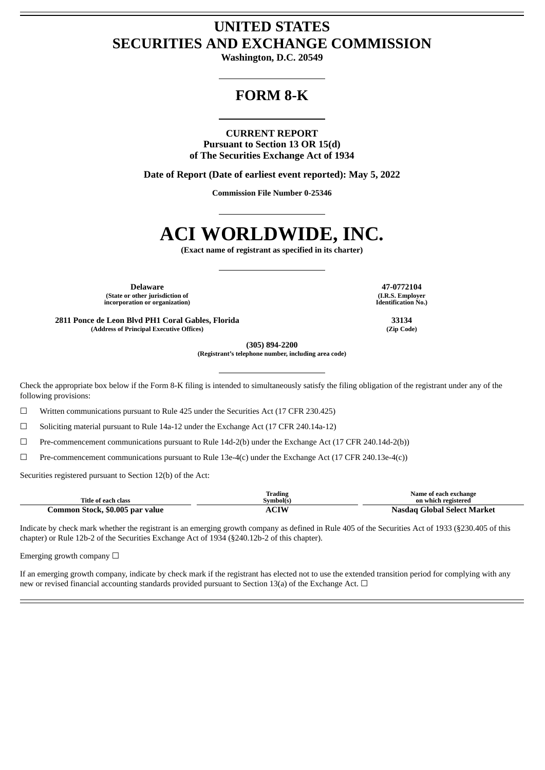# UNITED STATES
# SECURITIES AND EXCHANGE COMMISSION

**Washington, D.C. 20549**

## FORM 8-K

**CURRENT REPORT**
**Pursuant to Section 13 OR 15(d)**
**of The Securities Exchange Act of 1934**

**Date of Report (Date of earliest event reported): May 5, 2022**

**Commission File Number 0-25346**

# ACI WORLDWIDE, INC.

**(Exact name of registrant as specified in its charter)**

| | |
|---|---|
| **Delaware** | **47-0772104** |
| **(State or other jurisdiction of incorporation or organization)** | **(I.R.S. Employer Identification No.)** |
| **2811 Ponce de Leon Blvd PH1 Coral Gables, Florida** | **33134** |
| **(Address of Principal Executive Offices)** | **(Zip Code)** |

**(305) 894-2200**
**(Registrant's telephone number, including area code)**

Check the appropriate box below if the Form 8-K filing is intended to simultaneously satisfy the filing obligation of the registrant under any of the following provisions:

☐ Written communications pursuant to Rule 425 under the Securities Act (17 CFR 230.425)

☐ Soliciting material pursuant to Rule 14a-12 under the Exchange Act (17 CFR 240.14a-12)

☐ Pre-commencement communications pursuant to Rule 14d-2(b) under the Exchange Act (17 CFR 240.14d-2(b))

☐ Pre-commencement communications pursuant to Rule 13e-4(c) under the Exchange Act (17 CFR 240.13e-4(c))

Securities registered pursuant to Section 12(b) of the Act:

| Title of each class | Trading Symbol(s) | Name of each exchange on which registered |
|---|---|---|
| **Common Stock, $0.005 par value** | **ACIW** | **Nasdaq Global Select Market** |

Indicate by check mark whether the registrant is an emerging growth company as defined in Rule 405 of the Securities Act of 1933 (§230.405 of this chapter) or Rule 12b-2 of the Securities Exchange Act of 1934 (§240.12b-2 of this chapter).

Emerging growth company ☐

If an emerging growth company, indicate by check mark if the registrant has elected not to use the extended transition period for complying with any new or revised financial accounting standards provided pursuant to Section 13(a) of the Exchange Act. ☐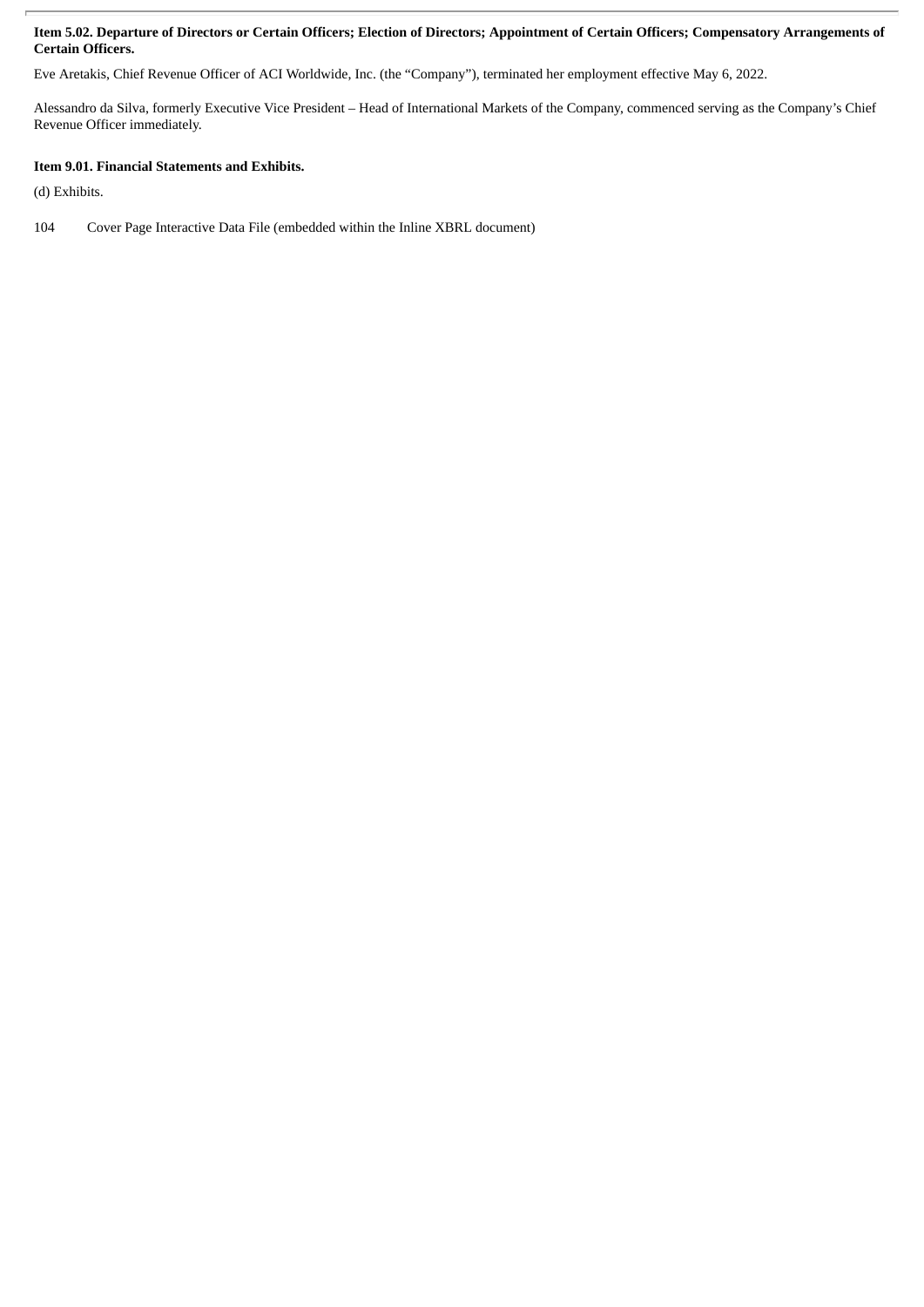**Item 5.02. Departure of Directors or Certain Officers; Election of Directors; Appointment of Certain Officers; Compensatory Arrangements of Certain Officers.**

Eve Aretakis, Chief Revenue Officer of ACI Worldwide, Inc. (the "Company"), terminated her employment effective May 6, 2022.

Alessandro da Silva, formerly Executive Vice President – Head of International Markets of the Company, commenced serving as the Company's Chief Revenue Officer immediately.

**Item 9.01. Financial Statements and Exhibits.**

(d) Exhibits.

104 Cover Page Interactive Data File (embedded within the Inline XBRL document)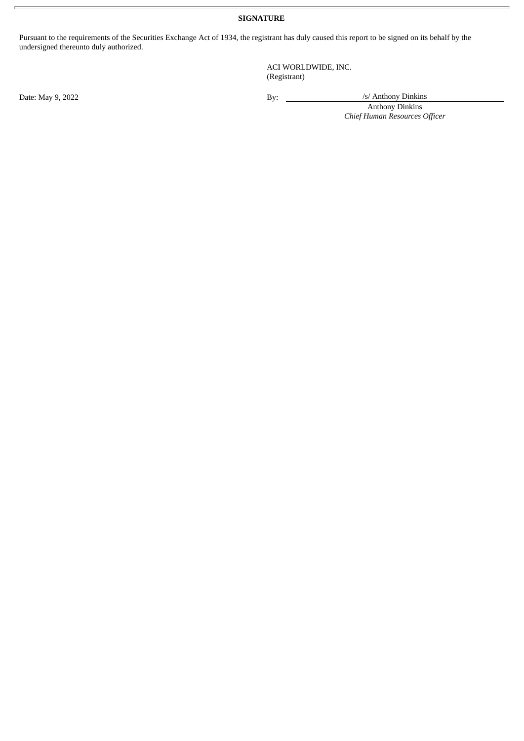**SIGNATURE**

Pursuant to the requirements of the Securities Exchange Act of 1934, the registrant has duly caused this report to be signed on its behalf by the undersigned thereunto duly authorized.

ACI WORLDWIDE, INC.
(Registrant)

Date: May 9, 2022

By: /s/ Anthony Dinkins
Anthony Dinkins
*Chief Human Resources Officer*